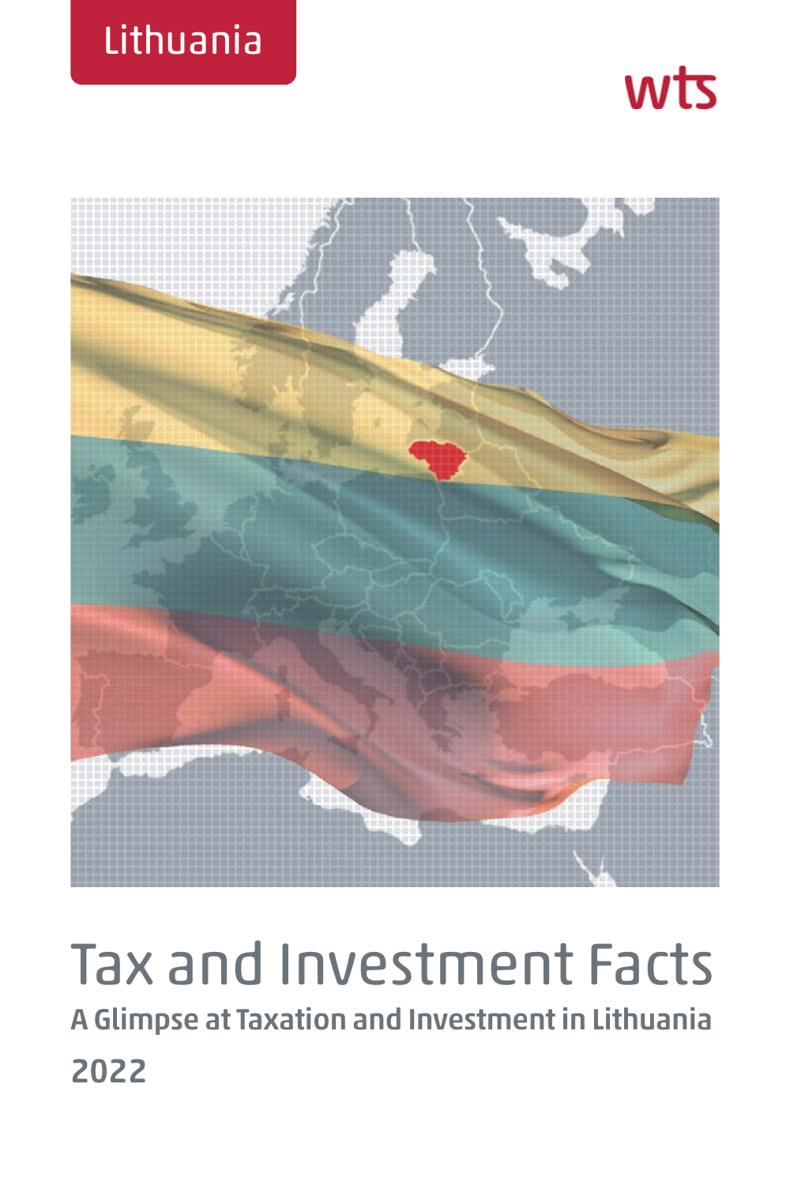Lithuania

wts

# Tax and Investment Facts

## A Glimpse at Taxation and Investment in Lithuania

## 2022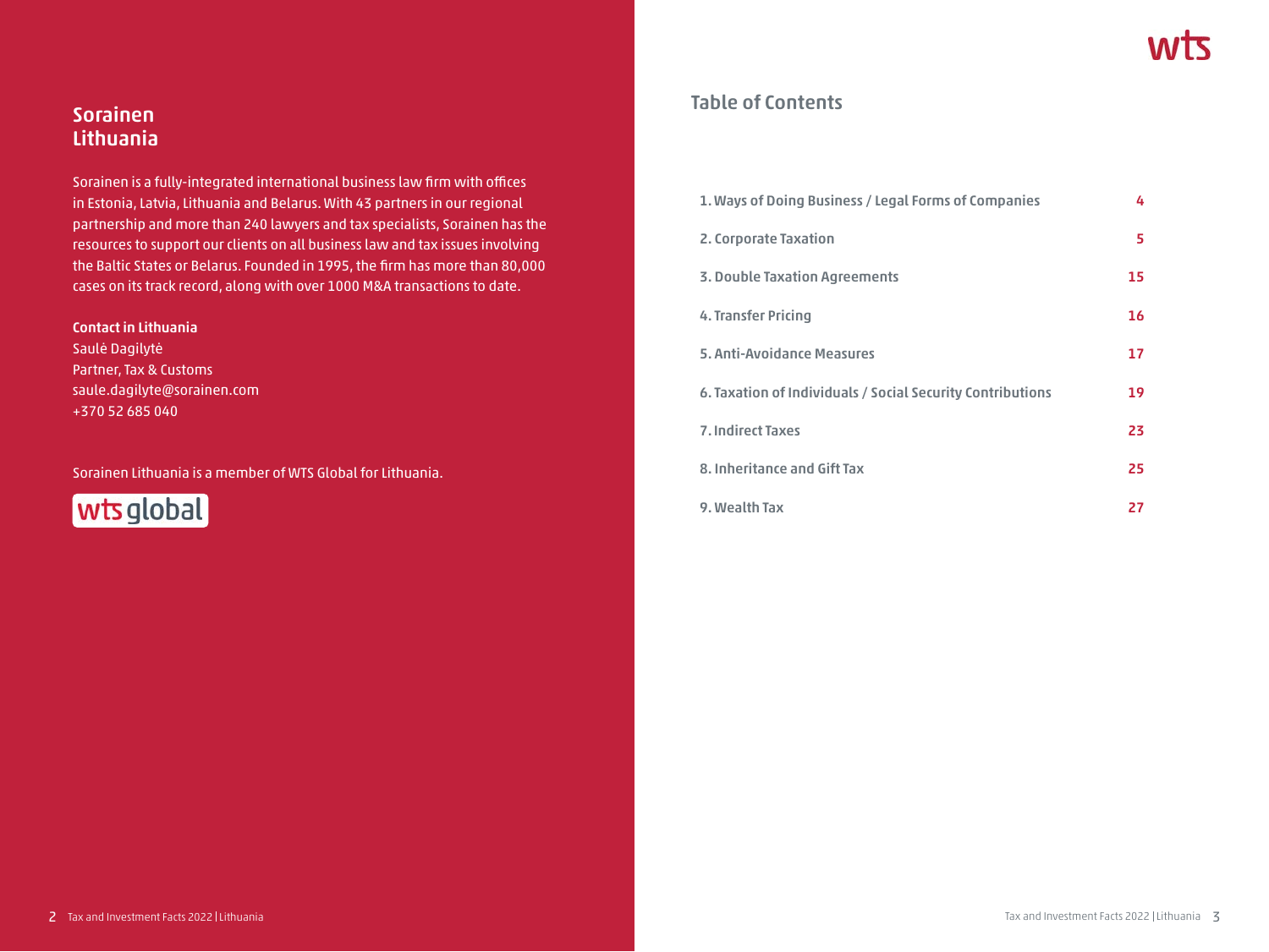## Sorainen Lithuania

Sorainen is a fully-integrated international business law firm with offices in Estonia, Latvia, Lithuania and Belarus. With 43 partners in our regional partnership and more than 240 lawyers and tax specialists, Sorainen has the resources to support our clients on all business law and tax issues involving the Baltic States or Belarus. Founded in 1995, the firm has more than 80,000 cases on its track record, along with over 1000 M&A transactions to date.

**Contact in Lithuania**
Saulė Dagilytė
Partner, Tax & Customs
saule.dagilyte@sorainen.com
+370 52 685 040

Sorainen Lithuania is a member of WTS Global for Lithuania.

## Table of Contents

| | |
|---|---|
| 1. Ways of Doing Business / Legal Forms of Companies | 4 |
| 2. Corporate Taxation | 5 |
| 3. Double Taxation Agreements | 15 |
| 4. Transfer Pricing | 16 |
| 5. Anti-Avoidance Measures | 17 |
| 6. Taxation of Individuals / Social Security Contributions | 19 |
| 7. Indirect Taxes | 23 |
| 8. Inheritance and Gift Tax | 25 |
| 9. Wealth Tax | 27 |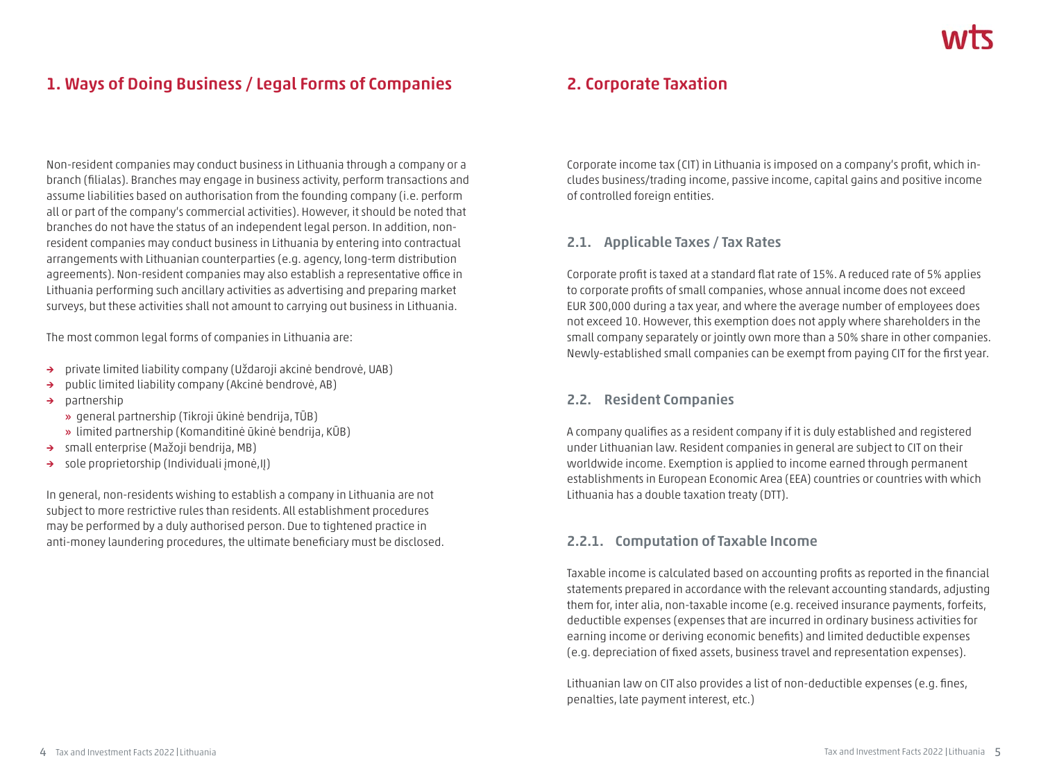# 1. Ways of Doing Business / Legal Forms of Companies

Non-resident companies may conduct business in Lithuania through a company or a branch (filialas). Branches may engage in business activity, perform transactions and assume liabilities based on authorisation from the founding company (i.e. perform all or part of the company's commercial activities). However, it should be noted that branches do not have the status of an independent legal person. In addition, non-resident companies may conduct business in Lithuania by entering into contractual arrangements with Lithuanian counterparties (e.g. agency, long-term distribution agreements). Non-resident companies may also establish a representative office in Lithuania performing such ancillary activities as advertising and preparing market surveys, but these activities shall not amount to carrying out business in Lithuania.

The most common legal forms of companies in Lithuania are:

- private limited liability company (Uždaroji akcinė bendrovė, UAB)
- public limited liability company (Akcinė bendrovė, AB)
- partnership
  - general partnership (Tikroji ūkinė bendrija, TŪB)
  - limited partnership (Komanditinė ūkinė bendrija, KŪB)
- small enterprise (Mažoji bendrija, MB)
- sole proprietorship (Individuali įmonė,IĮ)

In general, non-residents wishing to establish a company in Lithuania are not subject to more restrictive rules than residents. All establishment procedures may be performed by a duly authorised person. Due to tightened practice in anti-money laundering procedures, the ultimate beneficiary must be disclosed.

# 2. Corporate Taxation

Corporate income tax (CIT) in Lithuania is imposed on a company's profit, which includes business/trading income, passive income, capital gains and positive income of controlled foreign entities.

## 2.1. Applicable Taxes / Tax Rates

Corporate profit is taxed at a standard flat rate of 15%. A reduced rate of 5% applies to corporate profits of small companies, whose annual income does not exceed EUR 300,000 during a tax year, and where the average number of employees does not exceed 10. However, this exemption does not apply where shareholders in the small company separately or jointly own more than a 50% share in other companies. Newly-established small companies can be exempt from paying CIT for the first year.

## 2.2. Resident Companies

A company qualifies as a resident company if it is duly established and registered under Lithuanian law. Resident companies in general are subject to CIT on their worldwide income. Exemption is applied to income earned through permanent establishments in European Economic Area (EEA) countries or countries with which Lithuania has a double taxation treaty (DTT).

### 2.2.1. Computation of Taxable Income

Taxable income is calculated based on accounting profits as reported in the financial statements prepared in accordance with the relevant accounting standards, adjusting them for, inter alia, non-taxable income (e.g. received insurance payments, forfeits, deductible expenses (expenses that are incurred in ordinary business activities for earning income or deriving economic benefits) and limited deductible expenses (e.g. depreciation of fixed assets, business travel and representation expenses).

Lithuanian law on CIT also provides a list of non-deductible expenses (e.g. fines, penalties, late payment interest, etc.)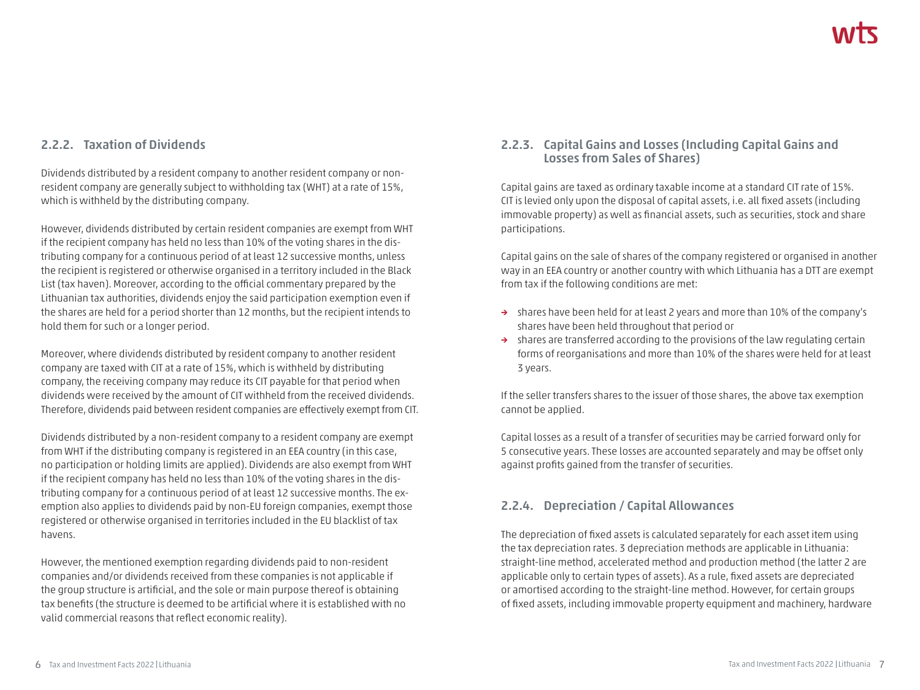### 2.2.2. Taxation of Dividends

Dividends distributed by a resident company to another resident company or non-resident company are generally subject to withholding tax (WHT) at a rate of 15%, which is withheld by the distributing company.

However, dividends distributed by certain resident companies are exempt from WHT if the recipient company has held no less than 10% of the voting shares in the distributing company for a continuous period of at least 12 successive months, unless the recipient is registered or otherwise organised in a territory included in the Black List (tax haven). Moreover, according to the official commentary prepared by the Lithuanian tax authorities, dividends enjoy the said participation exemption even if the shares are held for a period shorter than 12 months, but the recipient intends to hold them for such or a longer period.

Moreover, where dividends distributed by resident company to another resident company are taxed with CIT at a rate of 15%, which is withheld by distributing company, the receiving company may reduce its CIT payable for that period when dividends were received by the amount of CIT withheld from the received dividends. Therefore, dividends paid between resident companies are effectively exempt from CIT.

Dividends distributed by a non-resident company to a resident company are exempt from WHT if the distributing company is registered in an EEA country (in this case, no participation or holding limits are applied). Dividends are also exempt from WHT if the recipient company has held no less than 10% of the voting shares in the distributing company for a continuous period of at least 12 successive months. The exemption also applies to dividends paid by non-EU foreign companies, exempt those registered or otherwise organised in territories included in the EU blacklist of tax havens.

However, the mentioned exemption regarding dividends paid to non-resident companies and/or dividends received from these companies is not applicable if the group structure is artificial, and the sole or main purpose thereof is obtaining tax benefits (the structure is deemed to be artificial where it is established with no valid commercial reasons that reflect economic reality).

### 2.2.3. Capital Gains and Losses (Including Capital Gains and Losses from Sales of Shares)

Capital gains are taxed as ordinary taxable income at a standard CIT rate of 15%. CIT is levied only upon the disposal of capital assets, i.e. all fixed assets (including immovable property) as well as financial assets, such as securities, stock and share participations.

Capital gains on the sale of shares of the company registered or organised in another way in an EEA country or another country with which Lithuania has a DTT are exempt from tax if the following conditions are met:

- shares have been held for at least 2 years and more than 10% of the company's shares have been held throughout that period or
- shares are transferred according to the provisions of the law regulating certain forms of reorganisations and more than 10% of the shares were held for at least 3 years.

If the seller transfers shares to the issuer of those shares, the above tax exemption cannot be applied.

Capital losses as a result of a transfer of securities may be carried forward only for 5 consecutive years. These losses are accounted separately and may be offset only against profits gained from the transfer of securities.

### 2.2.4. Depreciation / Capital Allowances

The depreciation of fixed assets is calculated separately for each asset item using the tax depreciation rates. 3 depreciation methods are applicable in Lithuania: straight-line method, accelerated method and production method (the latter 2 are applicable only to certain types of assets). As a rule, fixed assets are depreciated or amortised according to the straight-line method. However, for certain groups of fixed assets, including immovable property equipment and machinery, hardware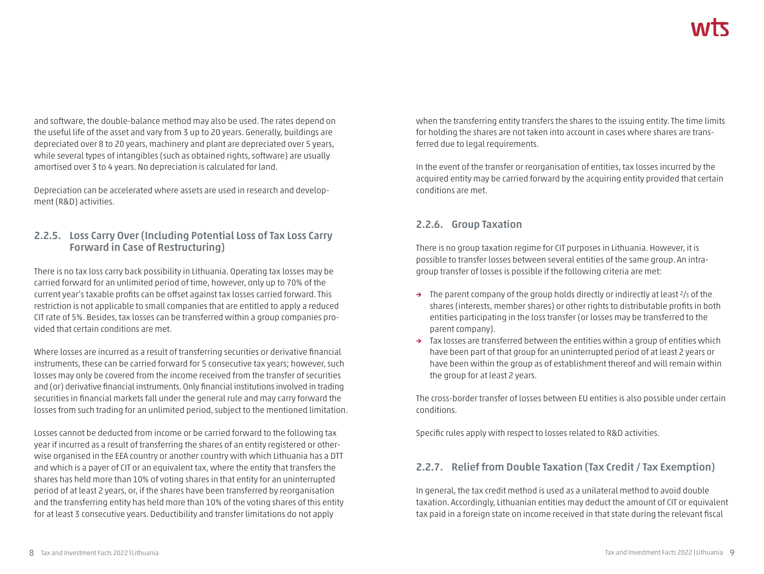and software, the double-balance method may also be used. The rates depend on the useful life of the asset and vary from 3 up to 20 years. Generally, buildings are depreciated over 8 to 20 years, machinery and plant are depreciated over 5 years, while several types of intangibles (such as obtained rights, software) are usually amortised over 3 to 4 years. No depreciation is calculated for land.

Depreciation can be accelerated where assets are used in research and development (R&D) activities.

### 2.2.5. Loss Carry Over (Including Potential Loss of Tax Loss Carry Forward in Case of Restructuring)

There is no tax loss carry back possibility in Lithuania. Operating tax losses may be carried forward for an unlimited period of time, however, only up to 70% of the current year's taxable profits can be offset against tax losses carried forward. This restriction is not applicable to small companies that are entitled to apply a reduced CIT rate of 5%. Besides, tax losses can be transferred within a group companies provided that certain conditions are met.

Where losses are incurred as a result of transferring securities or derivative financial instruments, these can be carried forward for 5 consecutive tax years; however, such losses may only be covered from the income received from the transfer of securities and (or) derivative financial instruments. Only financial institutions involved in trading securities in financial markets fall under the general rule and may carry forward the losses from such trading for an unlimited period, subject to the mentioned limitation.

Losses cannot be deducted from income or be carried forward to the following tax year if incurred as a result of transferring the shares of an entity registered or otherwise organised in the EEA country or another country with which Lithuania has a DTT and which is a payer of CIT or an equivalent tax, where the entity that transfers the shares has held more than 10% of voting shares in that entity for an uninterrupted period of at least 2 years, or, if the shares have been transferred by reorganisation and the transferring entity has held more than 10% of the voting shares of this entity for at least 3 consecutive years. Deductibility and transfer limitations do not apply when the transferring entity transfers the shares to the issuing entity. The time limits for holding the shares are not taken into account in cases where shares are transferred due to legal requirements.

In the event of the transfer or reorganisation of entities, tax losses incurred by the acquired entity may be carried forward by the acquiring entity provided that certain conditions are met.

### 2.2.6. Group Taxation

There is no group taxation regime for CIT purposes in Lithuania. However, it is possible to transfer losses between several entities of the same group. An intra-group transfer of losses is possible if the following criteria are met:

- The parent company of the group holds directly or indirectly at least 2/3 of the shares (interests, member shares) or other rights to distributable profits in both entities participating in the loss transfer (or losses may be transferred to the parent company).
- Tax losses are transferred between the entities within a group of entities which have been part of that group for an uninterrupted period of at least 2 years or have been within the group as of establishment thereof and will remain within the group for at least 2 years.

The cross-border transfer of losses between EU entities is also possible under certain conditions.

Specific rules apply with respect to losses related to R&D activities.

### 2.2.7. Relief from Double Taxation (Tax Credit / Tax Exemption)

In general, the tax credit method is used as a unilateral method to avoid double taxation. Accordingly, Lithuanian entities may deduct the amount of CIT or equivalent tax paid in a foreign state on income received in that state during the relevant fiscal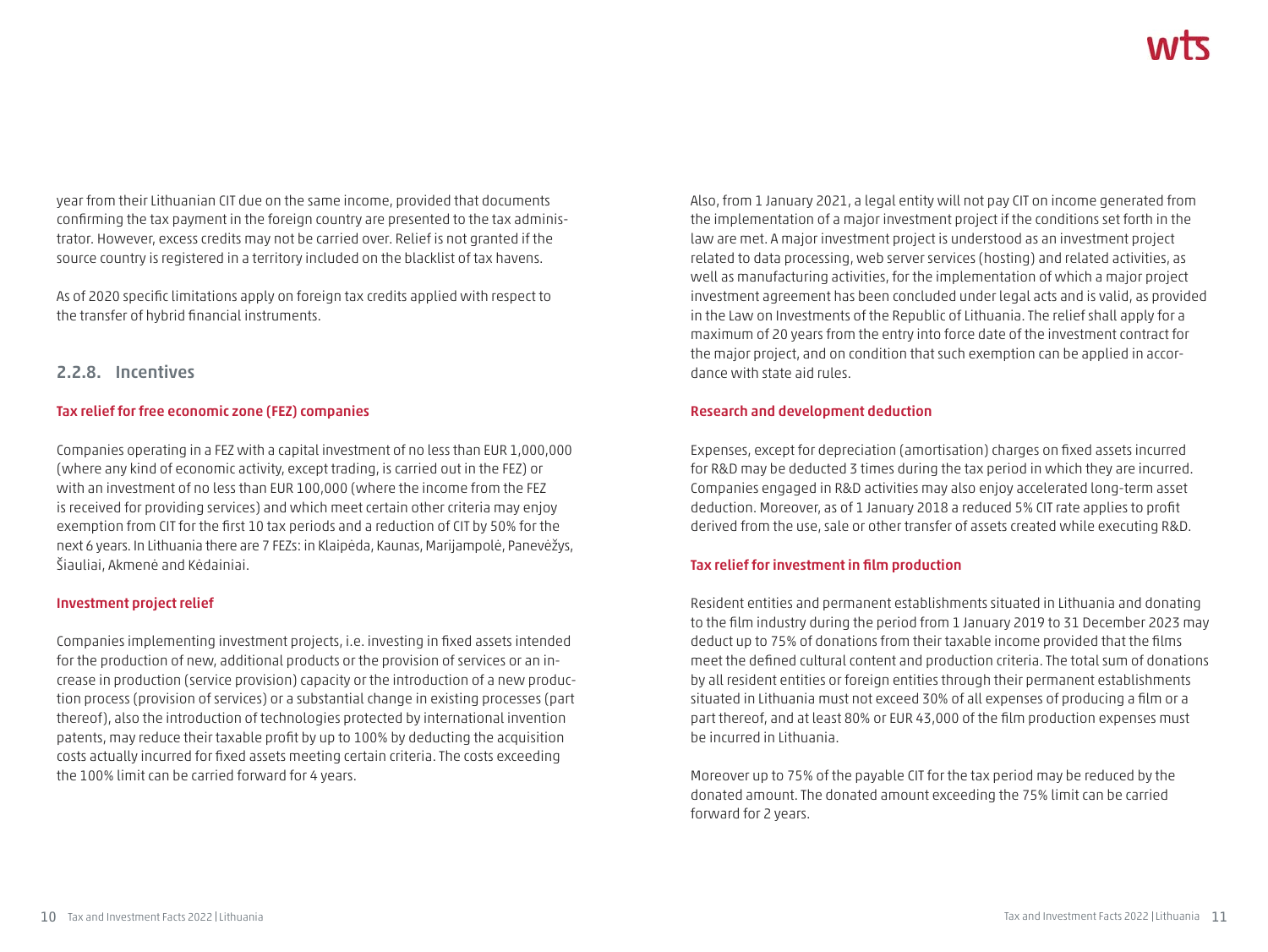year from their Lithuanian CIT due on the same income, provided that documents confirming the tax payment in the foreign country are presented to the tax administrator. However, excess credits may not be carried over. Relief is not granted if the source country is registered in a territory included on the blacklist of tax havens.

As of 2020 specific limitations apply on foreign tax credits applied with respect to the transfer of hybrid financial instruments.

### 2.2.8. Incentives

**Tax relief for free economic zone (FEZ) companies**

Companies operating in a FEZ with a capital investment of no less than EUR 1,000,000 (where any kind of economic activity, except trading, is carried out in the FEZ) or with an investment of no less than EUR 100,000 (where the income from the FEZ is received for providing services) and which meet certain other criteria may enjoy exemption from CIT for the first 10 tax periods and a reduction of CIT by 50% for the next 6 years. In Lithuania there are 7 FEZs: in Klaipėda, Kaunas, Marijampolė, Panevėžys, Šiauliai, Akmenė and Kėdainiai.

**Investment project relief**

Companies implementing investment projects, i.e. investing in fixed assets intended for the production of new, additional products or the provision of services or an increase in production (service provision) capacity or the introduction of a new production process (provision of services) or a substantial change in existing processes (part thereof), also the introduction of technologies protected by international invention patents, may reduce their taxable profit by up to 100% by deducting the acquisition costs actually incurred for fixed assets meeting certain criteria. The costs exceeding the 100% limit can be carried forward for 4 years.

Also, from 1 January 2021, a legal entity will not pay CIT on income generated from the implementation of a major investment project if the conditions set forth in the law are met. A major investment project is understood as an investment project related to data processing, web server services (hosting) and related activities, as well as manufacturing activities, for the implementation of which a major project investment agreement has been concluded under legal acts and is valid, as provided in the Law on Investments of the Republic of Lithuania. The relief shall apply for a maximum of 20 years from the entry into force date of the investment contract for the major project, and on condition that such exemption can be applied in accordance with state aid rules.

**Research and development deduction**

Expenses, except for depreciation (amortisation) charges on fixed assets incurred for R&D may be deducted 3 times during the tax period in which they are incurred. Companies engaged in R&D activities may also enjoy accelerated long-term asset deduction. Moreover, as of 1 January 2018 a reduced 5% CIT rate applies to profit derived from the use, sale or other transfer of assets created while executing R&D.

**Tax relief for investment in film production**

Resident entities and permanent establishments situated in Lithuania and donating to the film industry during the period from 1 January 2019 to 31 December 2023 may deduct up to 75% of donations from their taxable income provided that the films meet the defined cultural content and production criteria. The total sum of donations by all resident entities or foreign entities through their permanent establishments situated in Lithuania must not exceed 30% of all expenses of producing a film or a part thereof, and at least 80% or EUR 43,000 of the film production expenses must be incurred in Lithuania.

Moreover up to 75% of the payable CIT for the tax period may be reduced by the donated amount. The donated amount exceeding the 75% limit can be carried forward for 2 years.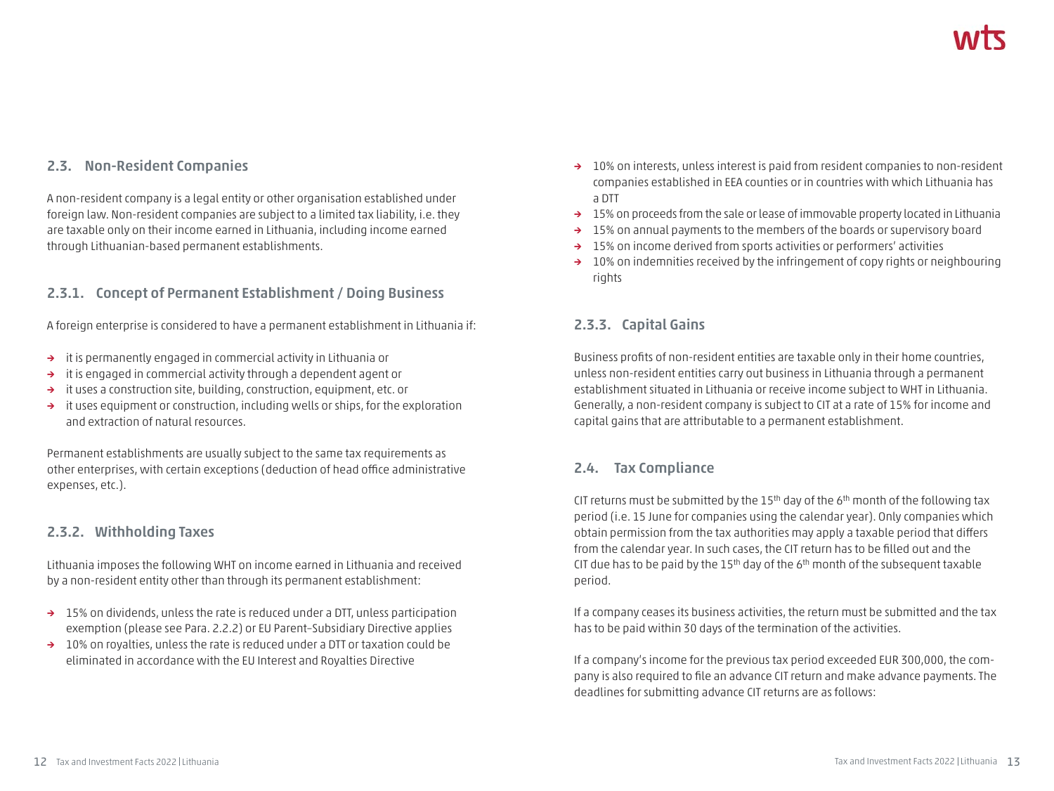### 2.3. Non-Resident Companies

A non-resident company is a legal entity or other organisation established under foreign law. Non-resident companies are subject to a limited tax liability, i.e. they are taxable only on their income earned in Lithuania, including income earned through Lithuanian-based permanent establishments.

#### 2.3.1. Concept of Permanent Establishment / Doing Business

A foreign enterprise is considered to have a permanent establishment in Lithuania if:

- it is permanently engaged in commercial activity in Lithuania or
- it is engaged in commercial activity through a dependent agent or
- it uses a construction site, building, construction, equipment, etc. or
- it uses equipment or construction, including wells or ships, for the exploration and extraction of natural resources.

Permanent establishments are usually subject to the same tax requirements as other enterprises, with certain exceptions (deduction of head office administrative expenses, etc.).

#### 2.3.2. Withholding Taxes

Lithuania imposes the following WHT on income earned in Lithuania and received by a non-resident entity other than through its permanent establishment:

- 15% on dividends, unless the rate is reduced under a DTT, unless participation exemption (please see Para. 2.2.2) or EU Parent-Subsidiary Directive applies
- 10% on royalties, unless the rate is reduced under a DTT or taxation could be eliminated in accordance with the EU Interest and Royalties Directive
- 10% on interests, unless interest is paid from resident companies to non-resident companies established in EEA counties or in countries with which Lithuania has a DTT
- 15% on proceeds from the sale or lease of immovable property located in Lithuania
- 15% on annual payments to the members of the boards or supervisory board
- 15% on income derived from sports activities or performers' activities
- 10% on indemnities received by the infringement of copy rights or neighbouring rights

#### 2.3.3. Capital Gains

Business profits of non-resident entities are taxable only in their home countries, unless non-resident entities carry out business in Lithuania through a permanent establishment situated in Lithuania or receive income subject to WHT in Lithuania. Generally, a non-resident company is subject to CIT at a rate of 15% for income and capital gains that are attributable to a permanent establishment.

### 2.4. Tax Compliance

CIT returns must be submitted by the 15th day of the 6th month of the following tax period (i.e. 15 June for companies using the calendar year). Only companies which obtain permission from the tax authorities may apply a taxable period that differs from the calendar year. In such cases, the CIT return has to be filled out and the CIT due has to be paid by the 15th day of the 6th month of the subsequent taxable period.

If a company ceases its business activities, the return must be submitted and the tax has to be paid within 30 days of the termination of the activities.

If a company's income for the previous tax period exceeded EUR 300,000, the company is also required to file an advance CIT return and make advance payments. The deadlines for submitting advance CIT returns are as follows: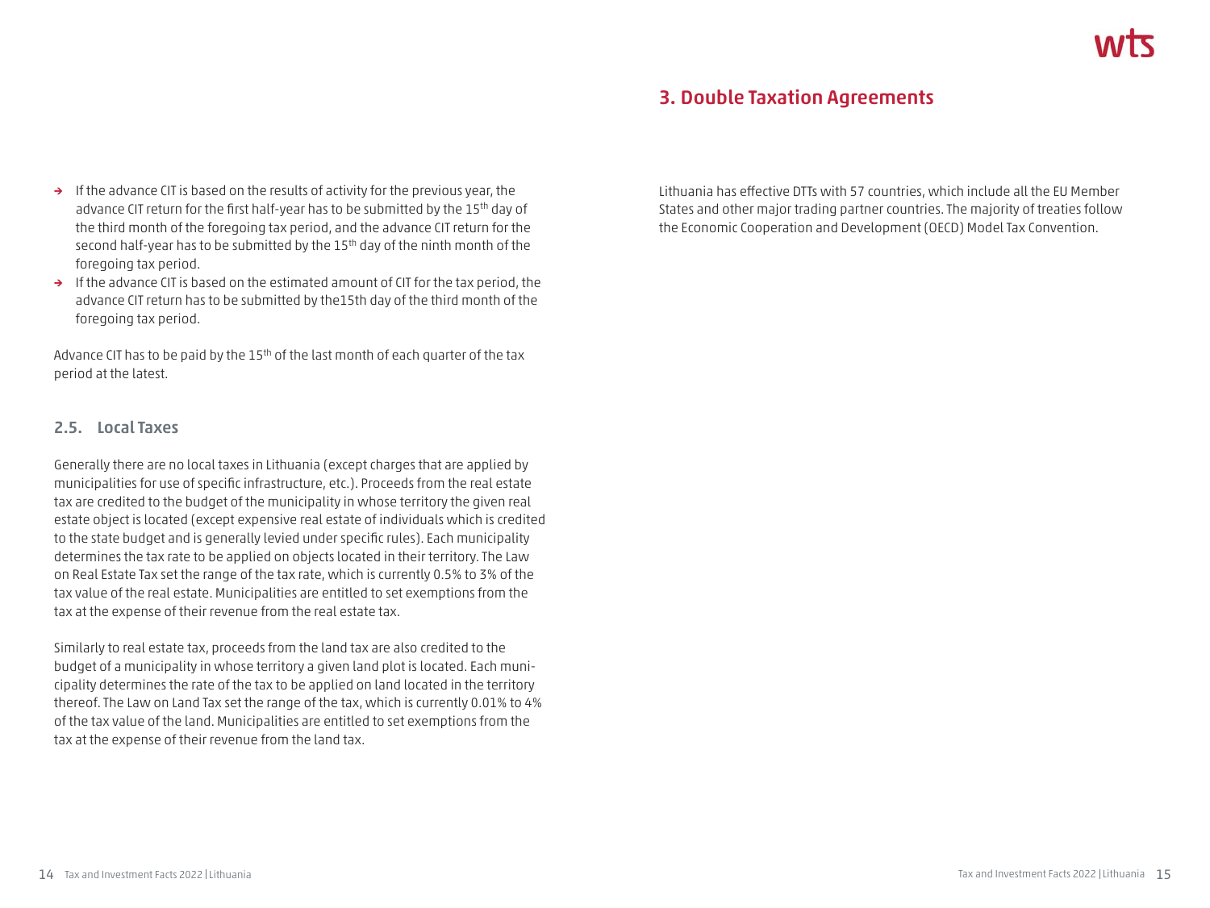- If the advance CIT is based on the results of activity for the previous year, the advance CIT return for the first half-year has to be submitted by the 15th day of the third month of the foregoing tax period, and the advance CIT return for the second half-year has to be submitted by the 15th day of the ninth month of the foregoing tax period.
- If the advance CIT is based on the estimated amount of CIT for the tax period, the advance CIT return has to be submitted by the15th day of the third month of the foregoing tax period.

Advance CIT has to be paid by the 15th of the last month of each quarter of the tax period at the latest.

### 2.5. Local Taxes

Generally there are no local taxes in Lithuania (except charges that are applied by municipalities for use of specific infrastructure, etc.). Proceeds from the real estate tax are credited to the budget of the municipality in whose territory the given real estate object is located (except expensive real estate of individuals which is credited to the state budget and is generally levied under specific rules). Each municipality determines the tax rate to be applied on objects located in their territory. The Law on Real Estate Tax set the range of the tax rate, which is currently 0.5% to 3% of the tax value of the real estate. Municipalities are entitled to set exemptions from the tax at the expense of their revenue from the real estate tax.

Similarly to real estate tax, proceeds from the land tax are also credited to the budget of a municipality in whose territory a given land plot is located. Each municipality determines the rate of the tax to be applied on land located in the territory thereof. The Law on Land Tax set the range of the tax, which is currently 0.01% to 4% of the tax value of the land. Municipalities are entitled to set exemptions from the tax at the expense of their revenue from the land tax.

## 3. Double Taxation Agreements

Lithuania has effective DTTs with 57 countries, which include all the EU Member States and other major trading partner countries. The majority of treaties follow the Economic Cooperation and Development (OECD) Model Tax Convention.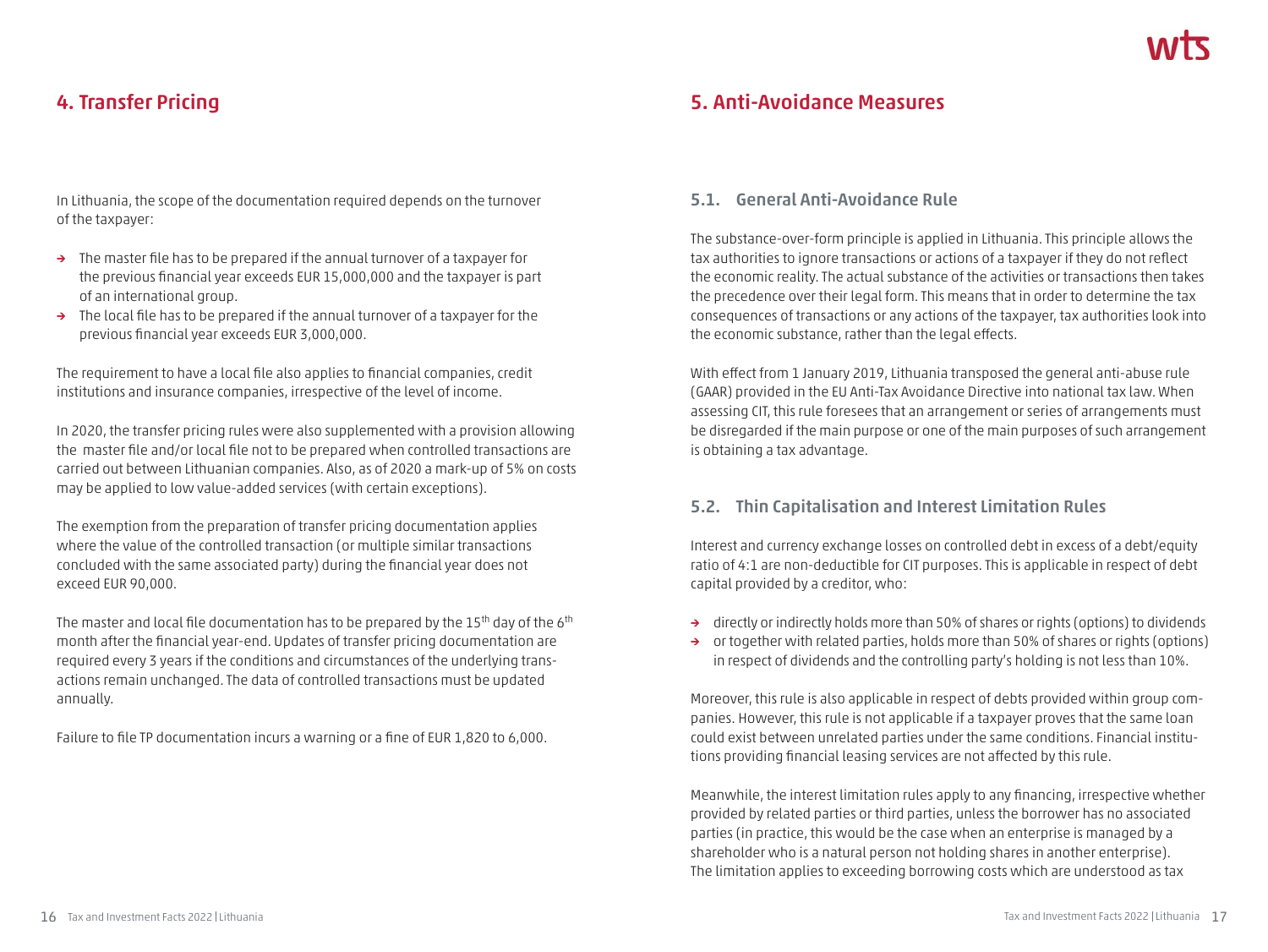## 4. Transfer Pricing

In Lithuania, the scope of the documentation required depends on the turnover of the taxpayer:

- The master file has to be prepared if the annual turnover of a taxpayer for the previous financial year exceeds EUR 15,000,000 and the taxpayer is part of an international group.
- The local file has to be prepared if the annual turnover of a taxpayer for the previous financial year exceeds EUR 3,000,000.

The requirement to have a local file also applies to financial companies, credit institutions and insurance companies, irrespective of the level of income.

In 2020, the transfer pricing rules were also supplemented with a provision allowing the master file and/or local file not to be prepared when controlled transactions are carried out between Lithuanian companies. Also, as of 2020 a mark-up of 5% on costs may be applied to low value-added services (with certain exceptions).

The exemption from the preparation of transfer pricing documentation applies where the value of the controlled transaction (or multiple similar transactions concluded with the same associated party) during the financial year does not exceed EUR 90,000.

The master and local file documentation has to be prepared by the 15th day of the 6th month after the financial year-end. Updates of transfer pricing documentation are required every 3 years if the conditions and circumstances of the underlying transactions remain unchanged. The data of controlled transactions must be updated annually.

Failure to file TP documentation incurs a warning or a fine of EUR 1,820 to 6,000.

## 5. Anti-Avoidance Measures

### 5.1. General Anti-Avoidance Rule

The substance-over-form principle is applied in Lithuania. This principle allows the tax authorities to ignore transactions or actions of a taxpayer if they do not reflect the economic reality. The actual substance of the activities or transactions then takes the precedence over their legal form. This means that in order to determine the tax consequences of transactions or any actions of the taxpayer, tax authorities look into the economic substance, rather than the legal effects.

With effect from 1 January 2019, Lithuania transposed the general anti-abuse rule (GAAR) provided in the EU Anti-Tax Avoidance Directive into national tax law. When assessing CIT, this rule foresees that an arrangement or series of arrangements must be disregarded if the main purpose or one of the main purposes of such arrangement is obtaining a tax advantage.

### 5.2. Thin Capitalisation and Interest Limitation Rules

Interest and currency exchange losses on controlled debt in excess of a debt/equity ratio of 4:1 are non-deductible for CIT purposes. This is applicable in respect of debt capital provided by a creditor, who:

- directly or indirectly holds more than 50% of shares or rights (options) to dividends
- or together with related parties, holds more than 50% of shares or rights (options) in respect of dividends and the controlling party's holding is not less than 10%.

Moreover, this rule is also applicable in respect of debts provided within group companies. However, this rule is not applicable if a taxpayer proves that the same loan could exist between unrelated parties under the same conditions. Financial institutions providing financial leasing services are not affected by this rule.

Meanwhile, the interest limitation rules apply to any financing, irrespective whether provided by related parties or third parties, unless the borrower has no associated parties (in practice, this would be the case when an enterprise is managed by a shareholder who is a natural person not holding shares in another enterprise). The limitation applies to exceeding borrowing costs which are understood as tax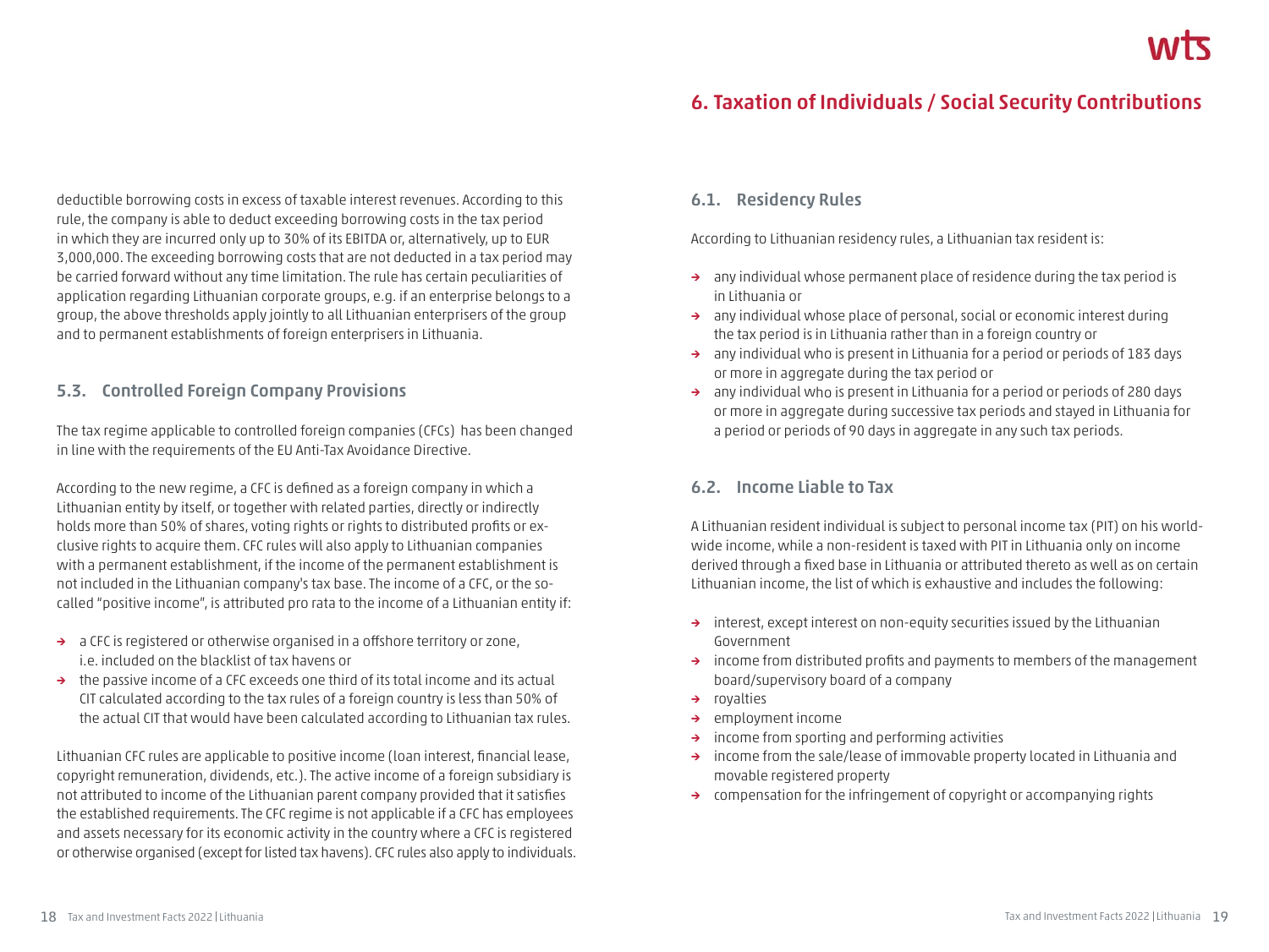deductible borrowing costs in excess of taxable interest revenues. According to this rule, the company is able to deduct exceeding borrowing costs in the tax period in which they are incurred only up to 30% of its EBITDA or, alternatively, up to EUR 3,000,000. The exceeding borrowing costs that are not deducted in a tax period may be carried forward without any time limitation. The rule has certain peculiarities of application regarding Lithuanian corporate groups, e.g. if an enterprise belongs to a group, the above thresholds apply jointly to all Lithuanian enterprisers of the group and to permanent establishments of foreign enterprisers in Lithuania.

### 5.3. Controlled Foreign Company Provisions

The tax regime applicable to controlled foreign companies (CFCs) has been changed in line with the requirements of the EU Anti-Tax Avoidance Directive.

According to the new regime, a CFC is defined as a foreign company in which a Lithuanian entity by itself, or together with related parties, directly or indirectly holds more than 50% of shares, voting rights or rights to distributed profits or exclusive rights to acquire them. CFC rules will also apply to Lithuanian companies with a permanent establishment, if the income of the permanent establishment is not included in the Lithuanian company's tax base. The income of a CFC, or the so-called "positive income", is attributed pro rata to the income of a Lithuanian entity if:

- a CFC is registered or otherwise organised in a offshore territory or zone, i.e. included on the blacklist of tax havens or
- the passive income of a CFC exceeds one third of its total income and its actual CIT calculated according to the tax rules of a foreign country is less than 50% of the actual CIT that would have been calculated according to Lithuanian tax rules.

Lithuanian CFC rules are applicable to positive income (loan interest, financial lease, copyright remuneration, dividends, etc.). The active income of a foreign subsidiary is not attributed to income of the Lithuanian parent company provided that it satisfies the established requirements. The CFC regime is not applicable if a CFC has employees and assets necessary for its economic activity in the country where a CFC is registered or otherwise organised (except for listed tax havens). CFC rules also apply to individuals.

## 6. Taxation of Individuals / Social Security Contributions

### 6.1. Residency Rules

According to Lithuanian residency rules, a Lithuanian tax resident is:

- any individual whose permanent place of residence during the tax period is in Lithuania or
- any individual whose place of personal, social or economic interest during the tax period is in Lithuania rather than in a foreign country or
- any individual who is present in Lithuania for a period or periods of 183 days or more in aggregate during the tax period or
- any individual who is present in Lithuania for a period or periods of 280 days or more in aggregate during successive tax periods and stayed in Lithuania for a period or periods of 90 days in aggregate in any such tax periods.

### 6.2. Income Liable to Tax

A Lithuanian resident individual is subject to personal income tax (PIT) on his worldwide income, while a non-resident is taxed with PIT in Lithuania only on income derived through a fixed base in Lithuania or attributed thereto as well as on certain Lithuanian income, the list of which is exhaustive and includes the following:

- interest, except interest on non-equity securities issued by the Lithuanian Government
- income from distributed profits and payments to members of the management board/supervisory board of a company
- royalties
- employment income
- income from sporting and performing activities
- income from the sale/lease of immovable property located in Lithuania and movable registered property
- compensation for the infringement of copyright or accompanying rights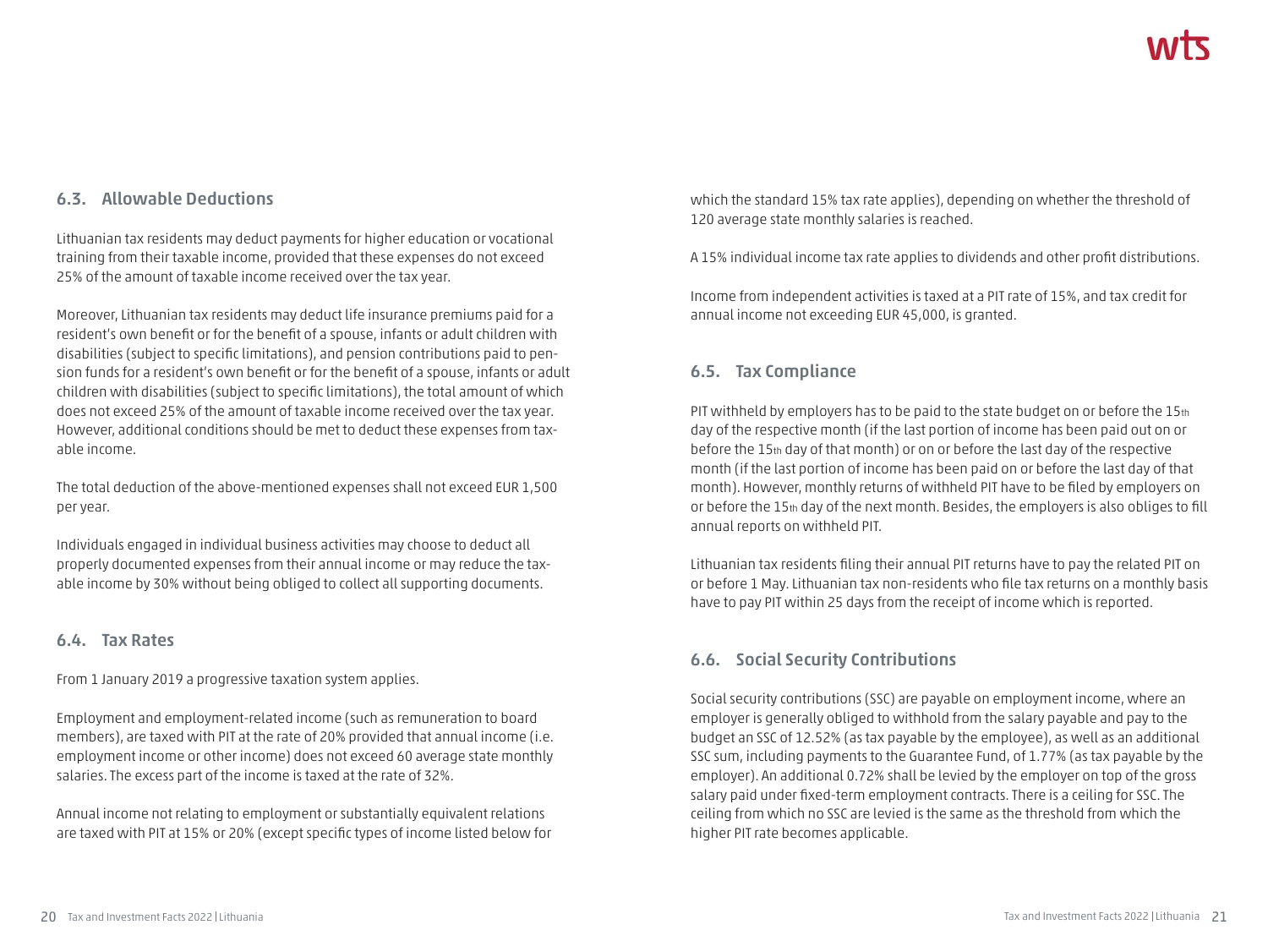### 6.3. Allowable Deductions

Lithuanian tax residents may deduct payments for higher education or vocational training from their taxable income, provided that these expenses do not exceed 25% of the amount of taxable income received over the tax year.

Moreover, Lithuanian tax residents may deduct life insurance premiums paid for a resident's own benefit or for the benefit of a spouse, infants or adult children with disabilities (subject to specific limitations), and pension contributions paid to pension funds for a resident's own benefit or for the benefit of a spouse, infants or adult children with disabilities (subject to specific limitations), the total amount of which does not exceed 25% of the amount of taxable income received over the tax year. However, additional conditions should be met to deduct these expenses from taxable income.

The total deduction of the above-mentioned expenses shall not exceed EUR 1,500 per year.

Individuals engaged in individual business activities may choose to deduct all properly documented expenses from their annual income or may reduce the taxable income by 30% without being obliged to collect all supporting documents.

### 6.4. Tax Rates

From 1 January 2019 a progressive taxation system applies.

Employment and employment-related income (such as remuneration to board members), are taxed with PIT at the rate of 20% provided that annual income (i.e. employment income or other income) does not exceed 60 average state monthly salaries. The excess part of the income is taxed at the rate of 32%.

Annual income not relating to employment or substantially equivalent relations are taxed with PIT at 15% or 20% (except specific types of income listed below for which the standard 15% tax rate applies), depending on whether the threshold of 120 average state monthly salaries is reached.

A 15% individual income tax rate applies to dividends and other profit distributions.

Income from independent activities is taxed at a PIT rate of 15%, and tax credit for annual income not exceeding EUR 45,000, is granted.

### 6.5. Tax Compliance

PIT withheld by employers has to be paid to the state budget on or before the 15th day of the respective month (if the last portion of income has been paid out on or before the 15th day of that month) or on or before the last day of the respective month (if the last portion of income has been paid on or before the last day of that month). However, monthly returns of withheld PIT have to be filed by employers on or before the 15th day of the next month. Besides, the employers is also obliges to fill annual reports on withheld PIT.

Lithuanian tax residents filing their annual PIT returns have to pay the related PIT on or before 1 May. Lithuanian tax non-residents who file tax returns on a monthly basis have to pay PIT within 25 days from the receipt of income which is reported.

### 6.6. Social Security Contributions

Social security contributions (SSC) are payable on employment income, where an employer is generally obliged to withhold from the salary payable and pay to the budget an SSC of 12.52% (as tax payable by the employee), as well as an additional SSC sum, including payments to the Guarantee Fund, of 1.77% (as tax payable by the employer). An additional 0.72% shall be levied by the employer on top of the gross salary paid under fixed-term employment contracts. There is a ceiling for SSC. The ceiling from which no SSC are levied is the same as the threshold from which the higher PIT rate becomes applicable.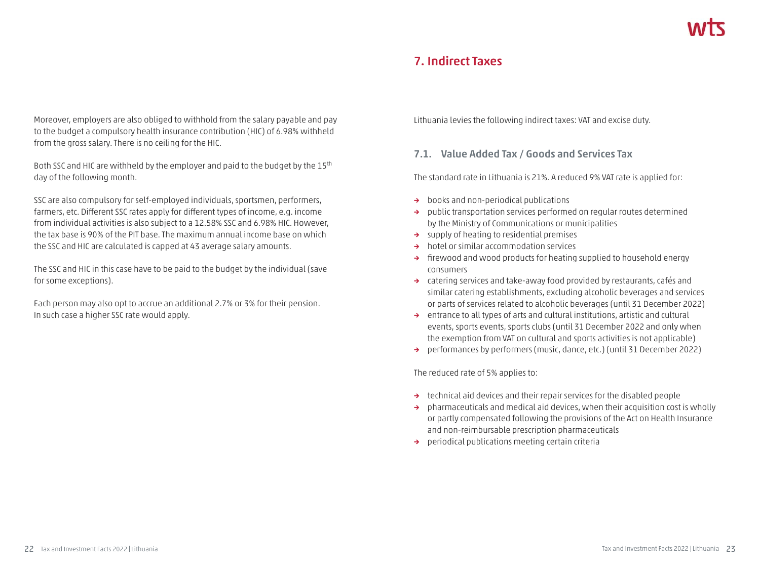Moreover, employers are also obliged to withhold from the salary payable and pay to the budget a compulsory health insurance contribution (HIC) of 6.98% withheld from the gross salary. There is no ceiling for the HIC.

Both SSC and HIC are withheld by the employer and paid to the budget by the 15th day of the following month.

SSC are also compulsory for self-employed individuals, sportsmen, performers, farmers, etc. Different SSC rates apply for different types of income, e.g. income from individual activities is also subject to a 12.58% SSC and 6.98% HIC. However, the tax base is 90% of the PIT base. The maximum annual income base on which the SSC and HIC are calculated is capped at 43 average salary amounts.

The SSC and HIC in this case have to be paid to the budget by the individual (save for some exceptions).

Each person may also opt to accrue an additional 2.7% or 3% for their pension. In such case a higher SSC rate would apply.

# 7. Indirect Taxes

Lithuania levies the following indirect taxes: VAT and excise duty.

## 7.1. Value Added Tax / Goods and Services Tax

The standard rate in Lithuania is 21%. A reduced 9% VAT rate is applied for:

- books and non-periodical publications
- public transportation services performed on regular routes determined by the Ministry of Communications or municipalities
- supply of heating to residential premises
- hotel or similar accommodation services
- firewood and wood products for heating supplied to household energy consumers
- catering services and take-away food provided by restaurants, cafés and similar catering establishments, excluding alcoholic beverages and services or parts of services related to alcoholic beverages (until 31 December 2022)
- entrance to all types of arts and cultural institutions, artistic and cultural events, sports events, sports clubs (until 31 December 2022 and only when the exemption from VAT on cultural and sports activities is not applicable)
- performances by performers (music, dance, etc.) (until 31 December 2022)

The reduced rate of 5% applies to:

- technical aid devices and their repair services for the disabled people
- pharmaceuticals and medical aid devices, when their acquisition cost is wholly or partly compensated following the provisions of the Act on Health Insurance and non-reimbursable prescription pharmaceuticals
- periodical publications meeting certain criteria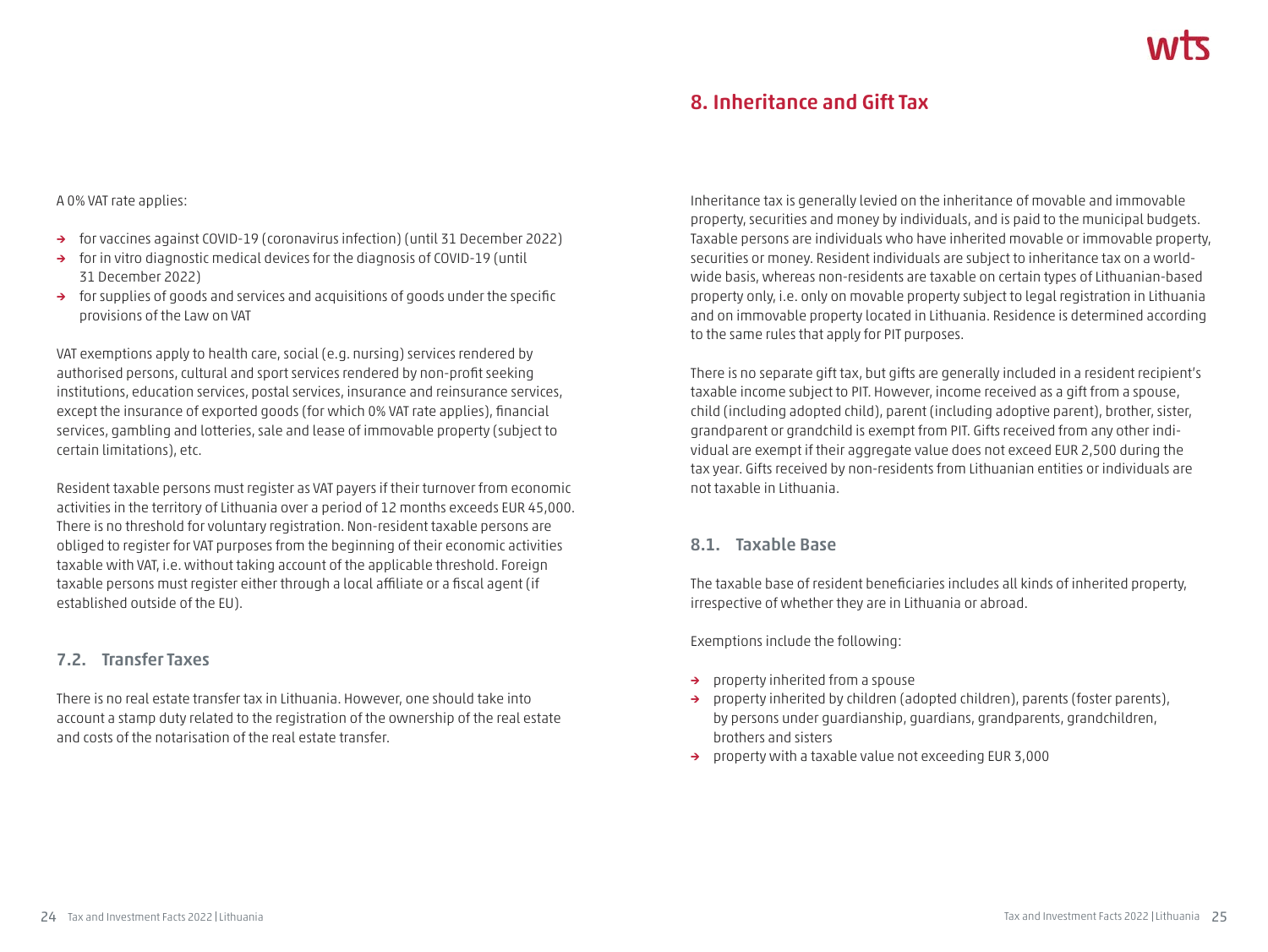A 0% VAT rate applies:

- for vaccines against COVID-19 (coronavirus infection) (until 31 December 2022)
- for in vitro diagnostic medical devices for the diagnosis of COVID-19 (until 31 December 2022)
- for supplies of goods and services and acquisitions of goods under the specific provisions of the Law on VAT

VAT exemptions apply to health care, social (e.g. nursing) services rendered by authorised persons, cultural and sport services rendered by non-profit seeking institutions, education services, postal services, insurance and reinsurance services, except the insurance of exported goods (for which 0% VAT rate applies), financial services, gambling and lotteries, sale and lease of immovable property (subject to certain limitations), etc.

Resident taxable persons must register as VAT payers if their turnover from economic activities in the territory of Lithuania over a period of 12 months exceeds EUR 45,000. There is no threshold for voluntary registration. Non-resident taxable persons are obliged to register for VAT purposes from the beginning of their economic activities taxable with VAT, i.e. without taking account of the applicable threshold. Foreign taxable persons must register either through a local affiliate or a fiscal agent (if established outside of the EU).

### 7.2. Transfer Taxes

There is no real estate transfer tax in Lithuania. However, one should take into account a stamp duty related to the registration of the ownership of the real estate and costs of the notarisation of the real estate transfer.

## 8. Inheritance and Gift Tax

Inheritance tax is generally levied on the inheritance of movable and immovable property, securities and money by individuals, and is paid to the municipal budgets. Taxable persons are individuals who have inherited movable or immovable property, securities or money. Resident individuals are subject to inheritance tax on a worldwide basis, whereas non-residents are taxable on certain types of Lithuanian-based property only, i.e. only on movable property subject to legal registration in Lithuania and on immovable property located in Lithuania. Residence is determined according to the same rules that apply for PIT purposes.

There is no separate gift tax, but gifts are generally included in a resident recipient's taxable income subject to PIT. However, income received as a gift from a spouse, child (including adopted child), parent (including adoptive parent), brother, sister, grandparent or grandchild is exempt from PIT. Gifts received from any other individual are exempt if their aggregate value does not exceed EUR 2,500 during the tax year. Gifts received by non-residents from Lithuanian entities or individuals are not taxable in Lithuania.

### 8.1. Taxable Base

The taxable base of resident beneficiaries includes all kinds of inherited property, irrespective of whether they are in Lithuania or abroad.

Exemptions include the following:

- property inherited from a spouse
- property inherited by children (adopted children), parents (foster parents), by persons under guardianship, guardians, grandparents, grandchildren, brothers and sisters
- property with a taxable value not exceeding EUR 3,000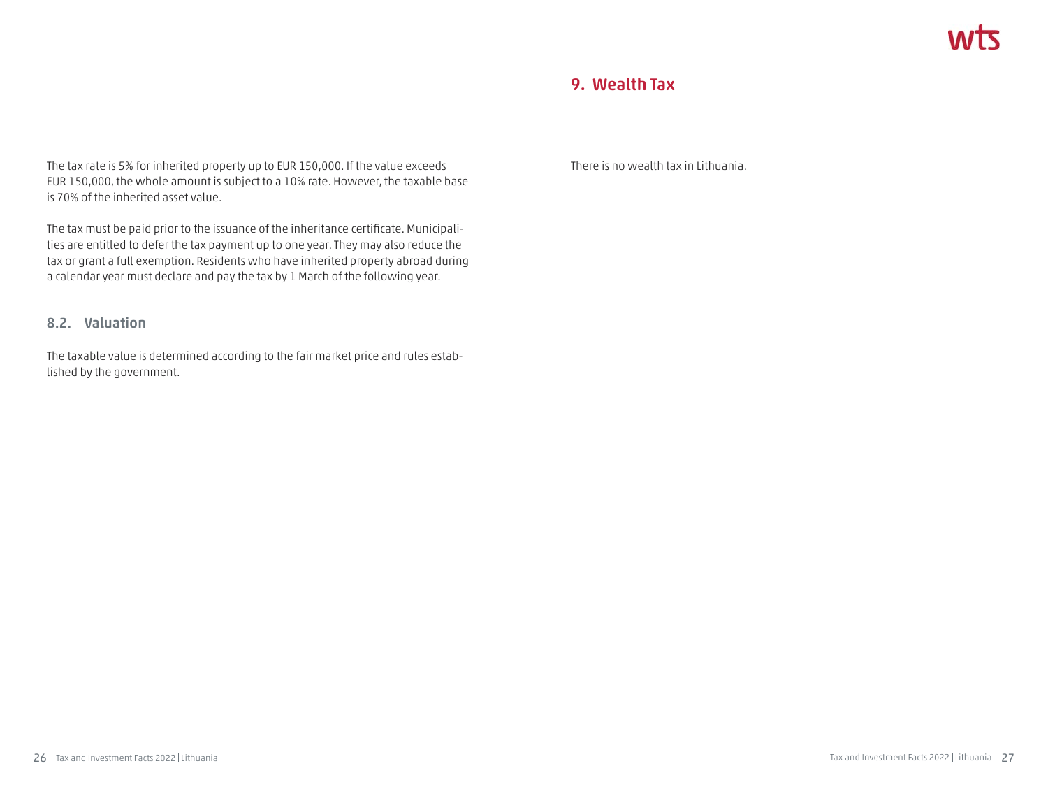The tax rate is 5% for inherited property up to EUR 150,000. If the value exceeds EUR 150,000, the whole amount is subject to a 10% rate. However, the taxable base is 70% of the inherited asset value.

The tax must be paid prior to the issuance of the inheritance certificate. Municipalities are entitled to defer the tax payment up to one year. They may also reduce the tax or grant a full exemption. Residents who have inherited property abroad during a calendar year must declare and pay the tax by 1 March of the following year.

### 8.2. Valuation

The taxable value is determined according to the fair market price and rules established by the government.

## 9. Wealth Tax

There is no wealth tax in Lithuania.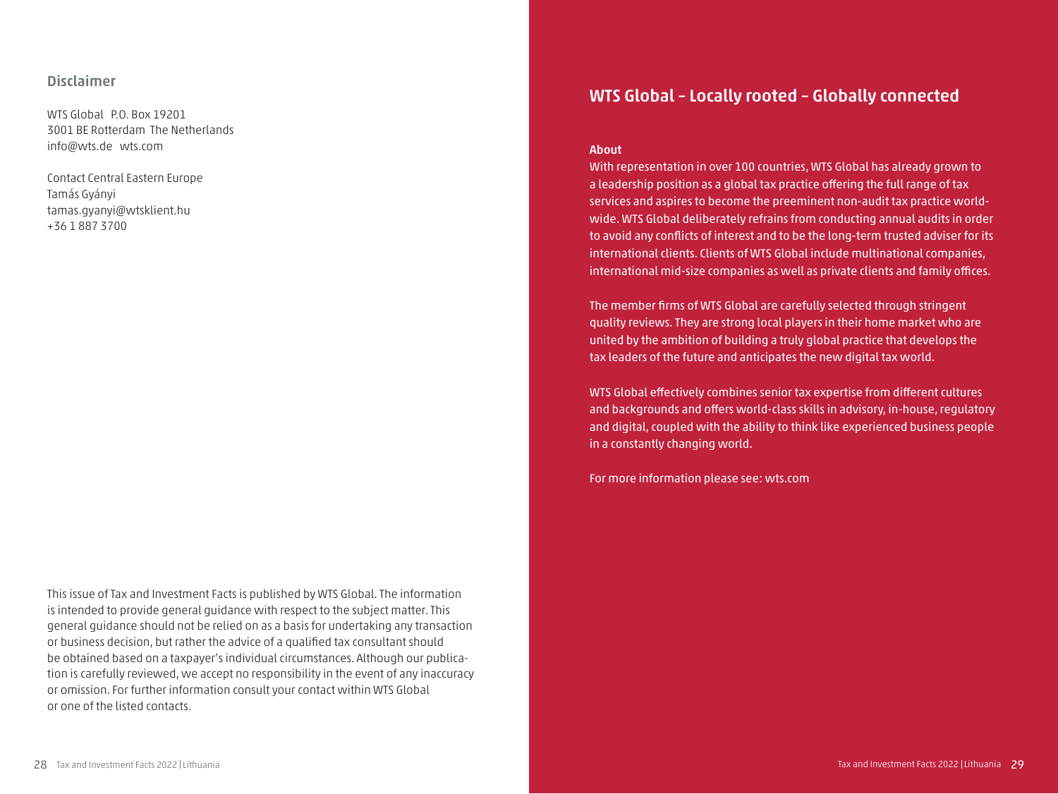## Disclaimer

WTS Global P.O. Box 19201
3001 BE Rotterdam The Netherlands
info@wts.de wts.com

Contact Central Eastern Europe
Tamás Gyányi
tamas.gyanyi@wtsklient.hu
+36 1 887 3700

This issue of Tax and Investment Facts is published by WTS Global. The information is intended to provide general guidance with respect to the subject matter. This general guidance should not be relied on as a basis for undertaking any transaction or business decision, but rather the advice of a qualified tax consultant should be obtained based on a taxpayer's individual circumstances. Although our publication is carefully reviewed, we accept no responsibility in the event of any inaccuracy or omission. For further information consult your contact within WTS Global or one of the listed contacts.

## WTS Global – Locally rooted – Globally connected

**About**

With representation in over 100 countries, WTS Global has already grown to a leadership position as a global tax practice offering the full range of tax services and aspires to become the preeminent non-audit tax practice worldwide. WTS Global deliberately refrains from conducting annual audits in order to avoid any conflicts of interest and to be the long-term trusted adviser for its international clients. Clients of WTS Global include multinational companies, international mid-size companies as well as private clients and family offices.

The member firms of WTS Global are carefully selected through stringent quality reviews. They are strong local players in their home market who are united by the ambition of building a truly global practice that develops the tax leaders of the future and anticipates the new digital tax world.

WTS Global effectively combines senior tax expertise from different cultures and backgrounds and offers world-class skills in advisory, in-house, regulatory and digital, coupled with the ability to think like experienced business people in a constantly changing world.

For more information please see: wts.com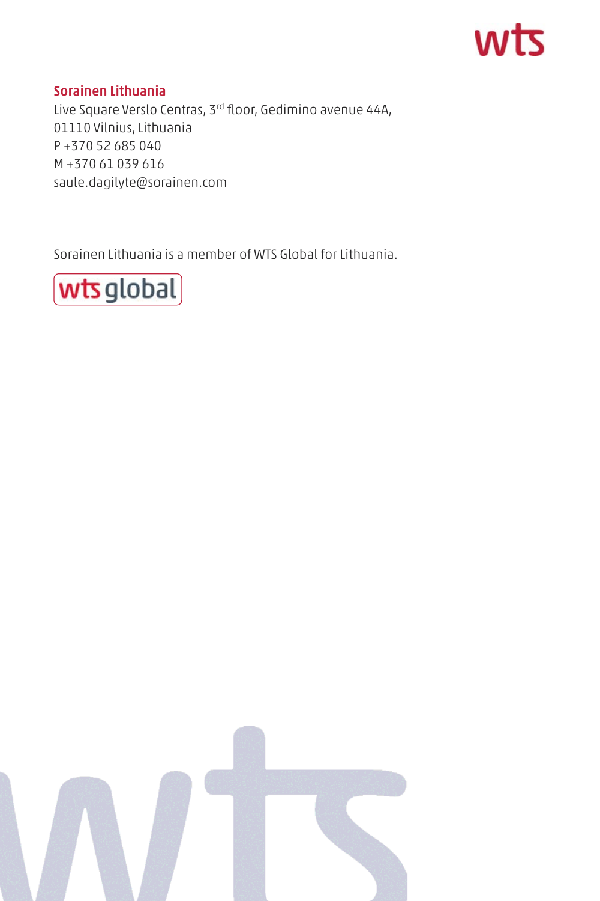**Sorainen Lithuania**
Live Square Verslo Centras, 3rd floor, Gedimino avenue 44A,
01110 Vilnius, Lithuania
P +370 52 685 040
M +370 61 039 616
saule.dagilyte@sorainen.com

Sorainen Lithuania is a member of WTS Global for Lithuania.